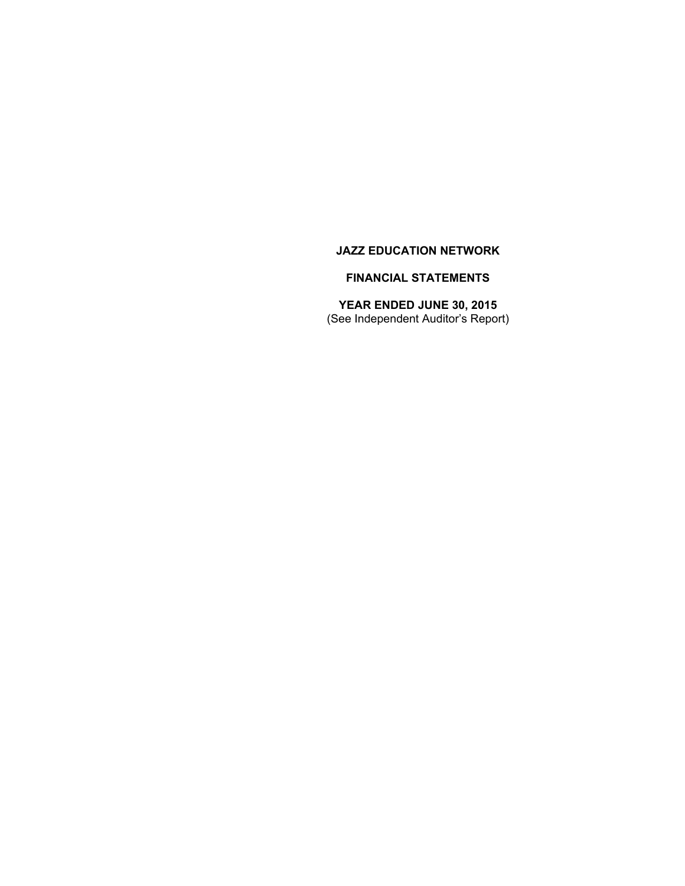# JAZZ EDUCATION NETWORK

## FINANCIAL STATEMENTS

## YEAR ENDED JUNE 30, 2015

(See Independent Auditor's Report)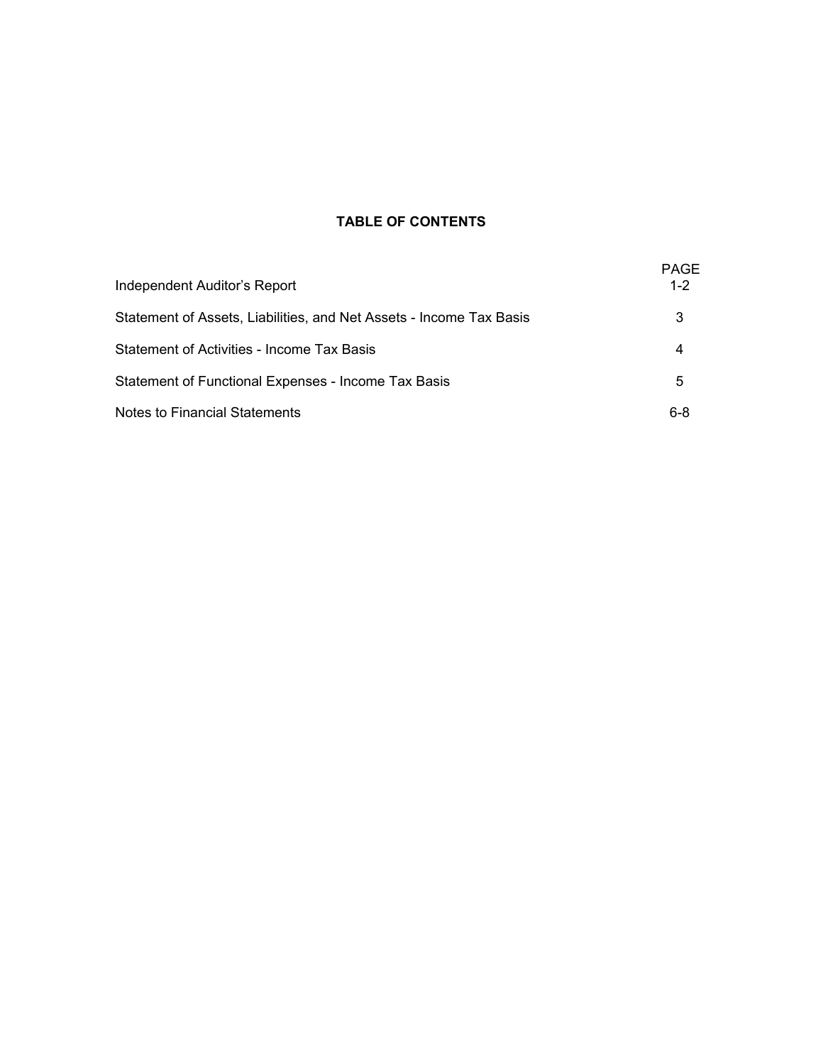**TABLE OF CONTENTS**

| | PAGE |
|---|---|
| Independent Auditor's Report | 1-2 |
| Statement of Assets, Liabilities, and Net Assets - Income Tax Basis | 3 |
| Statement of Activities - Income Tax Basis | 4 |
| Statement of Functional Expenses - Income Tax Basis | 5 |
| Notes to Financial Statements | 6-8 |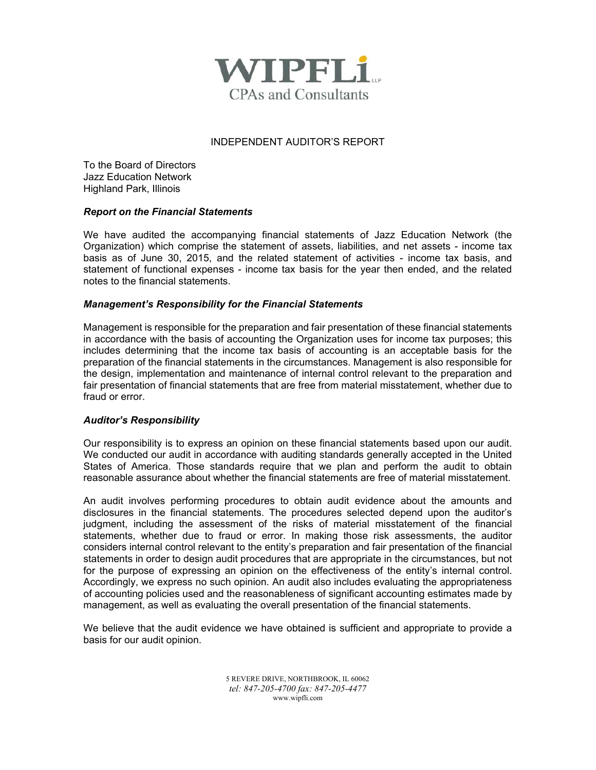WIPFLi LLP
CPAs and Consultants

# INDEPENDENT AUDITOR'S REPORT

To the Board of Directors
Jazz Education Network
Highland Park, Illinois

### *Report on the Financial Statements*

We have audited the accompanying financial statements of Jazz Education Network (the Organization) which comprise the statement of assets, liabilities, and net assets - income tax basis as of June 30, 2015, and the related statement of activities - income tax basis, and statement of functional expenses - income tax basis for the year then ended, and the related notes to the financial statements.

### *Management's Responsibility for the Financial Statements*

Management is responsible for the preparation and fair presentation of these financial statements in accordance with the basis of accounting the Organization uses for income tax purposes; this includes determining that the income tax basis of accounting is an acceptable basis for the preparation of the financial statements in the circumstances. Management is also responsible for the design, implementation and maintenance of internal control relevant to the preparation and fair presentation of financial statements that are free from material misstatement, whether due to fraud or error.

### *Auditor's Responsibility*

Our responsibility is to express an opinion on these financial statements based upon our audit. We conducted our audit in accordance with auditing standards generally accepted in the United States of America. Those standards require that we plan and perform the audit to obtain reasonable assurance about whether the financial statements are free of material misstatement.

An audit involves performing procedures to obtain audit evidence about the amounts and disclosures in the financial statements. The procedures selected depend upon the auditor's judgment, including the assessment of the risks of material misstatement of the financial statements, whether due to fraud or error. In making those risk assessments, the auditor considers internal control relevant to the entity's preparation and fair presentation of the financial statements in order to design audit procedures that are appropriate in the circumstances, but not for the purpose of expressing an opinion on the effectiveness of the entity's internal control. Accordingly, we express no such opinion. An audit also includes evaluating the appropriateness of accounting policies used and the reasonableness of significant accounting estimates made by management, as well as evaluating the overall presentation of the financial statements.

We believe that the audit evidence we have obtained is sufficient and appropriate to provide a basis for our audit opinion.

5 REVERE DRIVE, NORTHBROOK, IL 60062
*tel: 847-205-4700 fax: 847-205-4477*
www.wipfli.com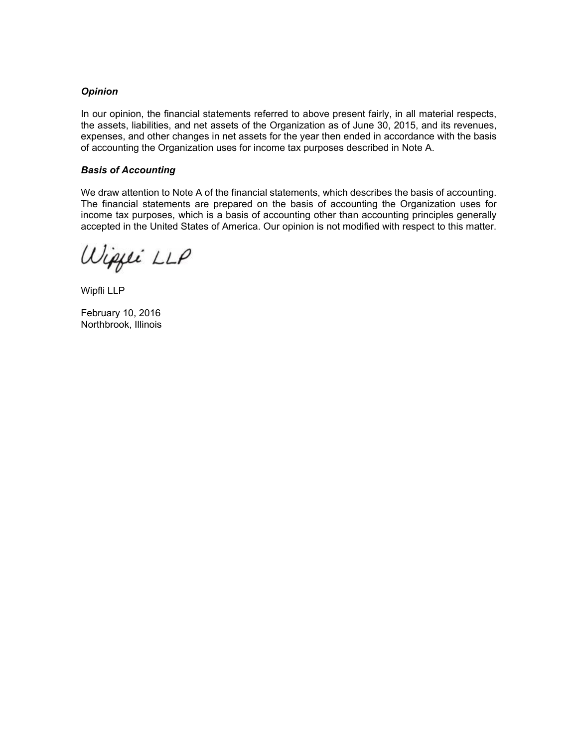***Opinion***

In our opinion, the financial statements referred to above present fairly, in all material respects, the assets, liabilities, and net assets of the Organization as of June 30, 2015, and its revenues, expenses, and other changes in net assets for the year then ended in accordance with the basis of accounting the Organization uses for income tax purposes described in Note A.

***Basis of Accounting***

We draw attention to Note A of the financial statements, which describes the basis of accounting. The financial statements are prepared on the basis of accounting the Organization uses for income tax purposes, which is a basis of accounting other than accounting principles generally accepted in the United States of America. Our opinion is not modified with respect to this matter.

*Wipfli LLP*

Wipfli LLP

February 10, 2016
Northbrook, Illinois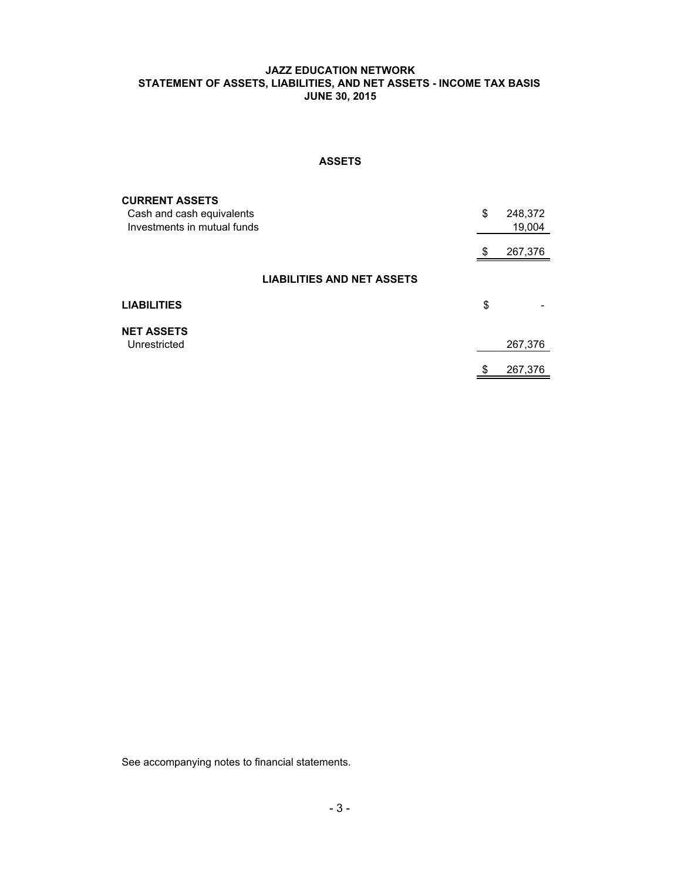# JAZZ EDUCATION NETWORK
## STATEMENT OF ASSETS, LIABILITIES, AND NET ASSETS - INCOME TAX BASIS
## JUNE 30, 2015

### ASSETS

| | | |
|---|---|---|
| **CURRENT ASSETS** | | |
| Cash and cash equivalents | $ | 248,372 |
| Investments in mutual funds | | 19,004 |
| | $ | 267,376 |

### LIABILITIES AND NET ASSETS

| | | |
|---|---|---|
| **LIABILITIES** | $ | - |
| **NET ASSETS** | | |
| Unrestricted | | 267,376 |
| | $ | 267,376 |

See accompanying notes to financial statements.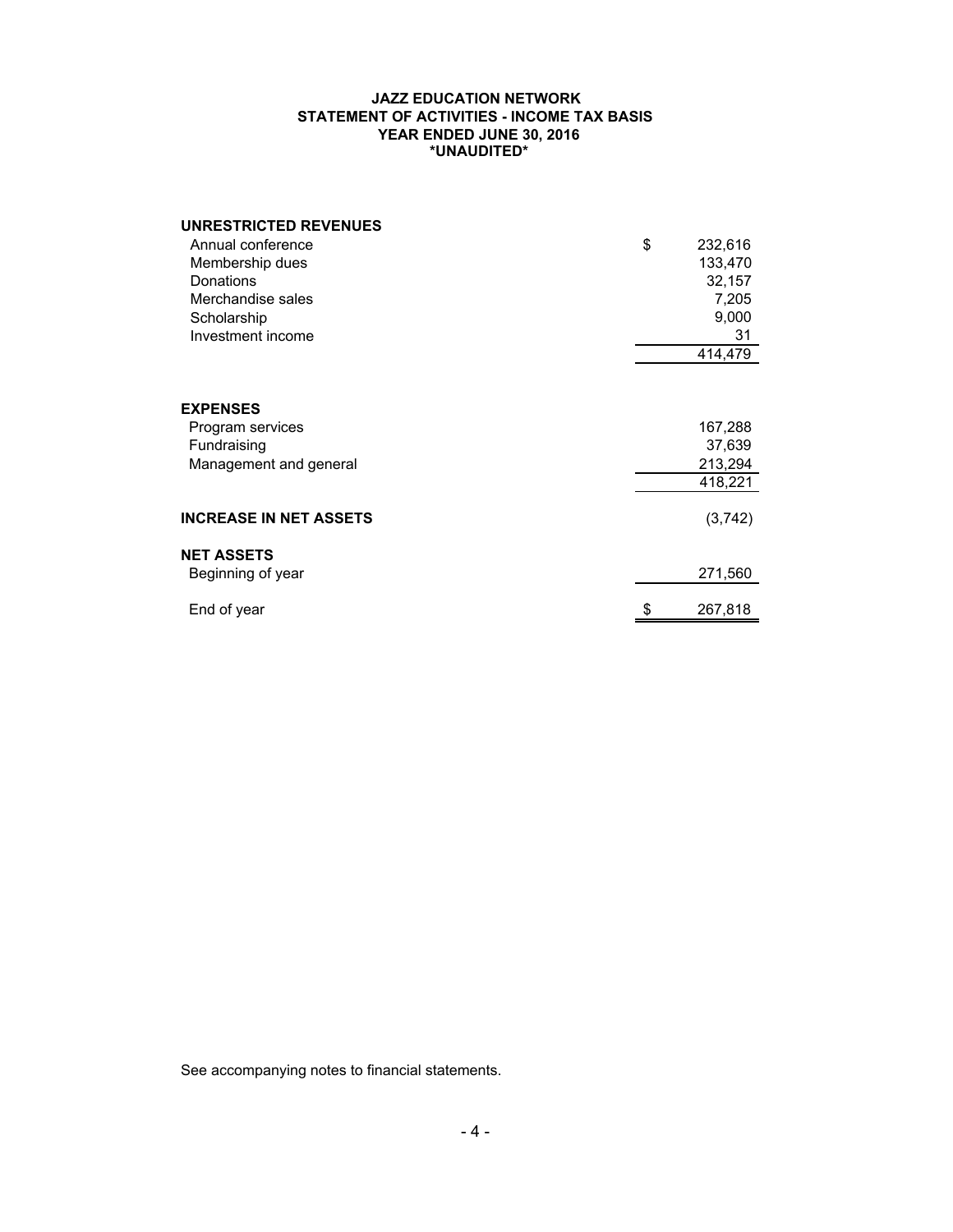# JAZZ EDUCATION NETWORK
## STATEMENT OF ACTIVITIES - INCOME TAX BASIS
## YEAR ENDED JUNE 30, 2016
## *UNAUDITED*

| | |
|---|---|
| **UNRESTRICTED REVENUES** | |
| Annual conference | $ 232,616 |
| Membership dues | 133,470 |
| Donations | 32,157 |
| Merchandise sales | 7,205 |
| Scholarship | 9,000 |
| Investment income | 31 |
| | 414,479 |
| **EXPENSES** | |
| Program services | 167,288 |
| Fundraising | 37,639 |
| Management and general | 213,294 |
| | 418,221 |
| **INCREASE IN NET ASSETS** | (3,742) |
| **NET ASSETS** | |
| Beginning of year | 271,560 |
| End of year | $ 267,818 |

See accompanying notes to financial statements.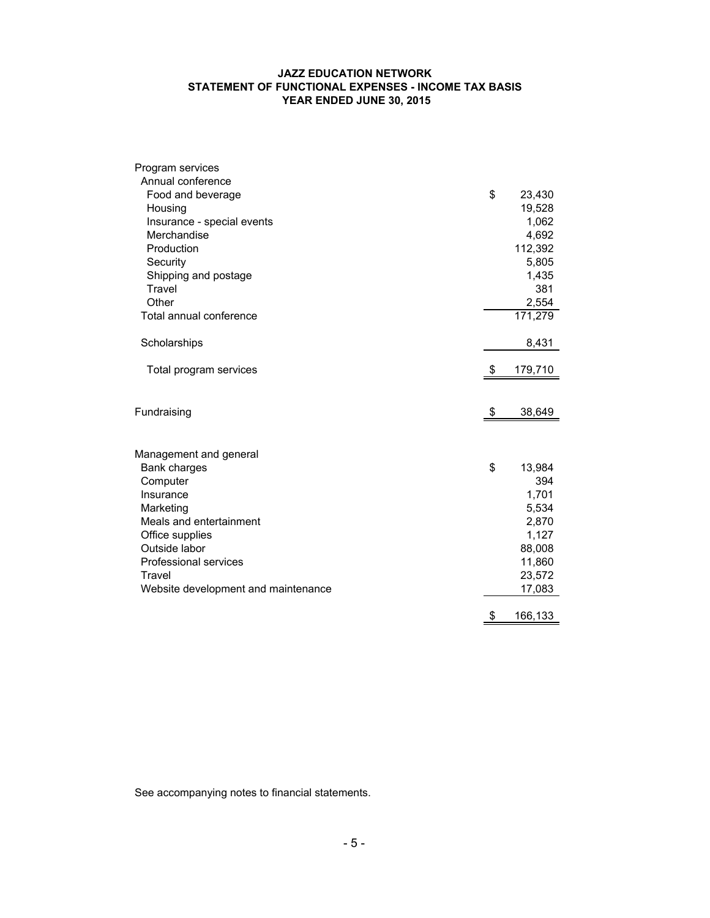# JAZZ EDUCATION NETWORK
## STATEMENT OF FUNCTIONAL EXPENSES - INCOME TAX BASIS
### YEAR ENDED JUNE 30, 2015

| | |
|---|---|
| Program services | |
| Annual conference | |
| Food and beverage | $ 23,430 |
| Housing | 19,528 |
| Insurance - special events | 1,062 |
| Merchandise | 4,692 |
| Production | 112,392 |
| Security | 5,805 |
| Shipping and postage | 1,435 |
| Travel | 381 |
| Other | 2,554 |
| Total annual conference | 171,279 |
| | |
| Scholarships | 8,431 |
| | |
| Total program services | $ 179,710 |
| | |
| Fundraising | $ 38,649 |
| | |
| Management and general | |
| Bank charges | $ 13,984 |
| Computer | 394 |
| Insurance | 1,701 |
| Marketing | 5,534 |
| Meals and entertainment | 2,870 |
| Office supplies | 1,127 |
| Outside labor | 88,008 |
| Professional services | 11,860 |
| Travel | 23,572 |
| Website development and maintenance | 17,083 |
| | $ 166,133 |

See accompanying notes to financial statements.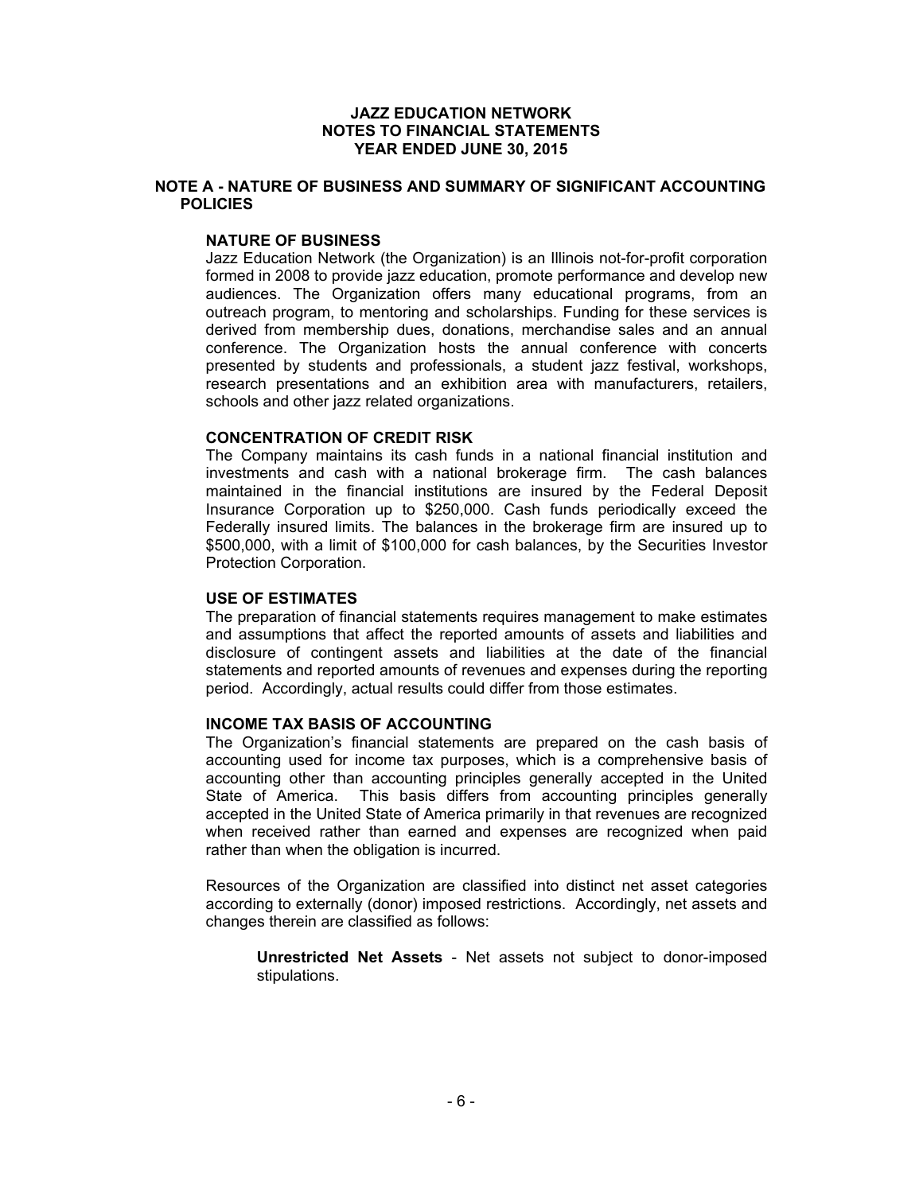# JAZZ EDUCATION NETWORK
# NOTES TO FINANCIAL STATEMENTS
# YEAR ENDED JUNE 30, 2015

## NOTE A - NATURE OF BUSINESS AND SUMMARY OF SIGNIFICANT ACCOUNTING POLICIES

### NATURE OF BUSINESS

Jazz Education Network (the Organization) is an Illinois not-for-profit corporation formed in 2008 to provide jazz education, promote performance and develop new audiences. The Organization offers many educational programs, from an outreach program, to mentoring and scholarships. Funding for these services is derived from membership dues, donations, merchandise sales and an annual conference. The Organization hosts the annual conference with concerts presented by students and professionals, a student jazz festival, workshops, research presentations and an exhibition area with manufacturers, retailers, schools and other jazz related organizations.

### CONCENTRATION OF CREDIT RISK

The Company maintains its cash funds in a national financial institution and investments and cash with a national brokerage firm. The cash balances maintained in the financial institutions are insured by the Federal Deposit Insurance Corporation up to $250,000. Cash funds periodically exceed the Federally insured limits. The balances in the brokerage firm are insured up to $500,000, with a limit of $100,000 for cash balances, by the Securities Investor Protection Corporation.

### USE OF ESTIMATES

The preparation of financial statements requires management to make estimates and assumptions that affect the reported amounts of assets and liabilities and disclosure of contingent assets and liabilities at the date of the financial statements and reported amounts of revenues and expenses during the reporting period. Accordingly, actual results could differ from those estimates.

### INCOME TAX BASIS OF ACCOUNTING

The Organization's financial statements are prepared on the cash basis of accounting used for income tax purposes, which is a comprehensive basis of accounting other than accounting principles generally accepted in the United State of America. This basis differs from accounting principles generally accepted in the United State of America primarily in that revenues are recognized when received rather than earned and expenses are recognized when paid rather than when the obligation is incurred.

Resources of the Organization are classified into distinct net asset categories according to externally (donor) imposed restrictions. Accordingly, net assets and changes therein are classified as follows:

**Unrestricted Net Assets** - Net assets not subject to donor-imposed stipulations.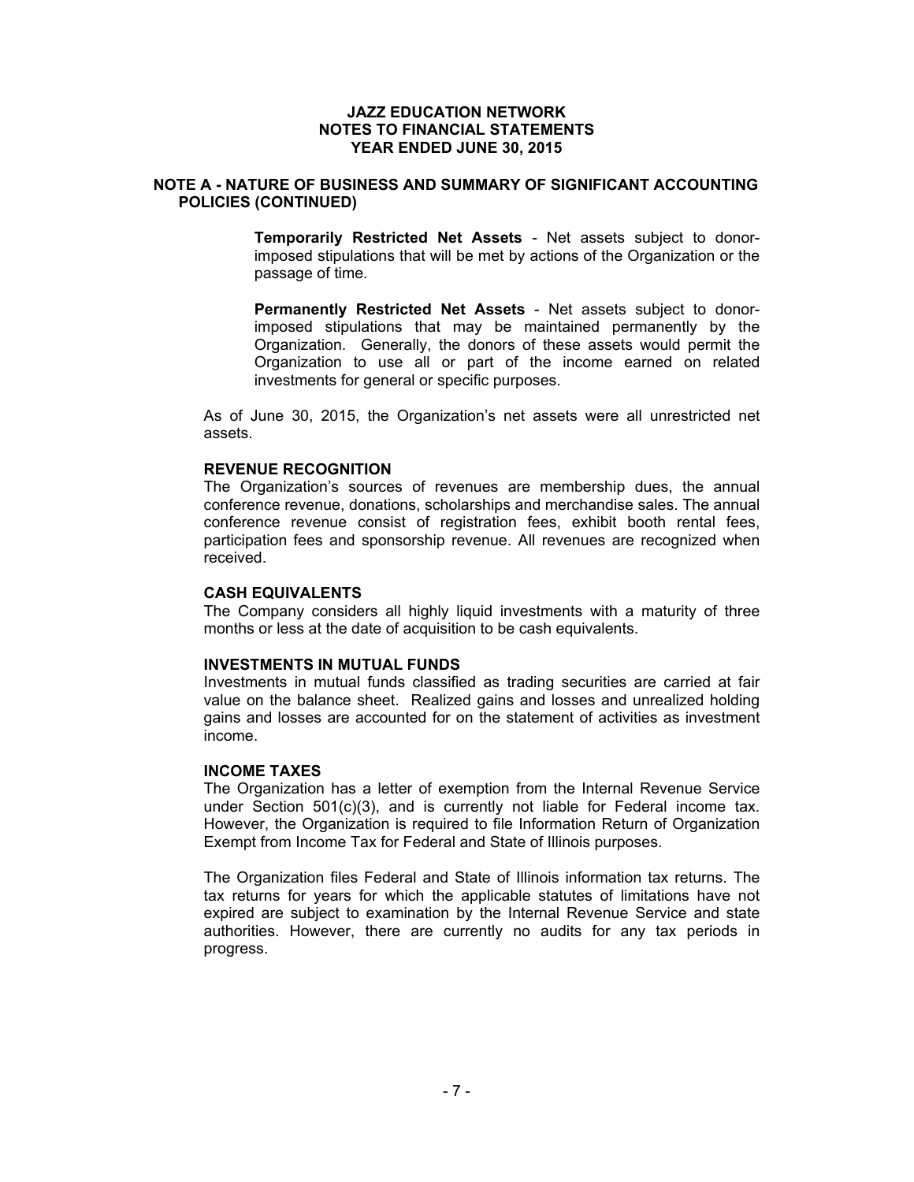**JAZZ EDUCATION NETWORK**
**NOTES TO FINANCIAL STATEMENTS**
**YEAR ENDED JUNE 30, 2015**

## NOTE A - NATURE OF BUSINESS AND SUMMARY OF SIGNIFICANT ACCOUNTING POLICIES (CONTINUED)

**Temporarily Restricted Net Assets** - Net assets subject to donor-imposed stipulations that will be met by actions of the Organization or the passage of time.

**Permanently Restricted Net Assets** - Net assets subject to donor-imposed stipulations that may be maintained permanently by the Organization. Generally, the donors of these assets would permit the Organization to use all or part of the income earned on related investments for general or specific purposes.

As of June 30, 2015, the Organization's net assets were all unrestricted net assets.

### REVENUE RECOGNITION

The Organization's sources of revenues are membership dues, the annual conference revenue, donations, scholarships and merchandise sales. The annual conference revenue consist of registration fees, exhibit booth rental fees, participation fees and sponsorship revenue. All revenues are recognized when received.

### CASH EQUIVALENTS

The Company considers all highly liquid investments with a maturity of three months or less at the date of acquisition to be cash equivalents.

### INVESTMENTS IN MUTUAL FUNDS

Investments in mutual funds classified as trading securities are carried at fair value on the balance sheet. Realized gains and losses and unrealized holding gains and losses are accounted for on the statement of activities as investment income.

### INCOME TAXES

The Organization has a letter of exemption from the Internal Revenue Service under Section 501(c)(3), and is currently not liable for Federal income tax. However, the Organization is required to file Information Return of Organization Exempt from Income Tax for Federal and State of Illinois purposes.

The Organization files Federal and State of Illinois information tax returns. The tax returns for years for which the applicable statutes of limitations have not expired are subject to examination by the Internal Revenue Service and state authorities. However, there are currently no audits for any tax periods in progress.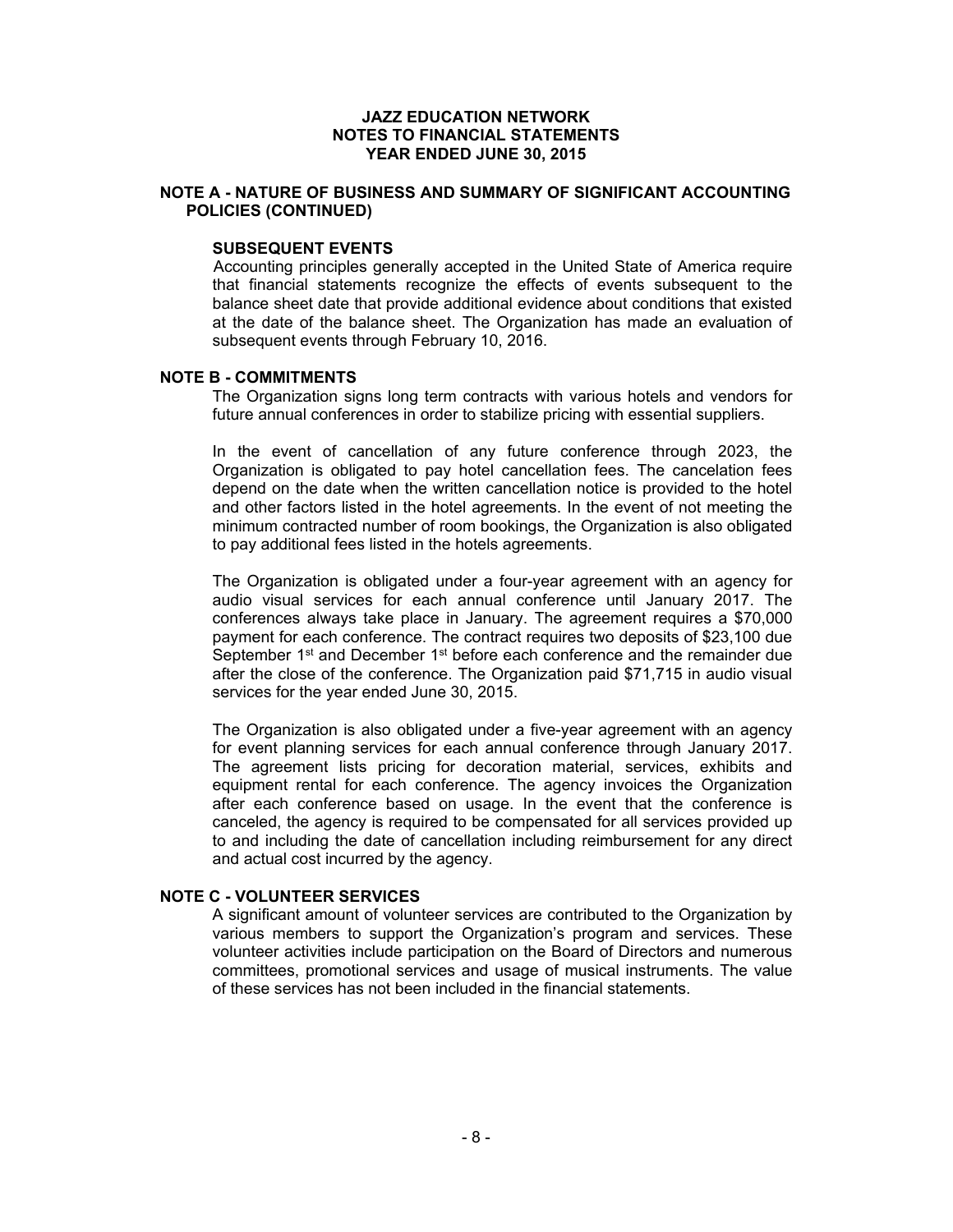# JAZZ EDUCATION NETWORK
# NOTES TO FINANCIAL STATEMENTS
# YEAR ENDED JUNE 30, 2015

## NOTE A - NATURE OF BUSINESS AND SUMMARY OF SIGNIFICANT ACCOUNTING POLICIES (CONTINUED)

### SUBSEQUENT EVENTS

Accounting principles generally accepted in the United State of America require that financial statements recognize the effects of events subsequent to the balance sheet date that provide additional evidence about conditions that existed at the date of the balance sheet. The Organization has made an evaluation of subsequent events through February 10, 2016.

## NOTE B - COMMITMENTS

The Organization signs long term contracts with various hotels and vendors for future annual conferences in order to stabilize pricing with essential suppliers.

In the event of cancellation of any future conference through 2023, the Organization is obligated to pay hotel cancellation fees. The cancelation fees depend on the date when the written cancellation notice is provided to the hotel and other factors listed in the hotel agreements. In the event of not meeting the minimum contracted number of room bookings, the Organization is also obligated to pay additional fees listed in the hotels agreements.

The Organization is obligated under a four-year agreement with an agency for audio visual services for each annual conference until January 2017. The conferences always take place in January. The agreement requires a $70,000 payment for each conference. The contract requires two deposits of $23,100 due September 1st and December 1st before each conference and the remainder due after the close of the conference. The Organization paid $71,715 in audio visual services for the year ended June 30, 2015.

The Organization is also obligated under a five-year agreement with an agency for event planning services for each annual conference through January 2017. The agreement lists pricing for decoration material, services, exhibits and equipment rental for each conference. The agency invoices the Organization after each conference based on usage. In the event that the conference is canceled, the agency is required to be compensated for all services provided up to and including the date of cancellation including reimbursement for any direct and actual cost incurred by the agency.

## NOTE C - VOLUNTEER SERVICES

A significant amount of volunteer services are contributed to the Organization by various members to support the Organization's program and services. These volunteer activities include participation on the Board of Directors and numerous committees, promotional services and usage of musical instruments. The value of these services has not been included in the financial statements.